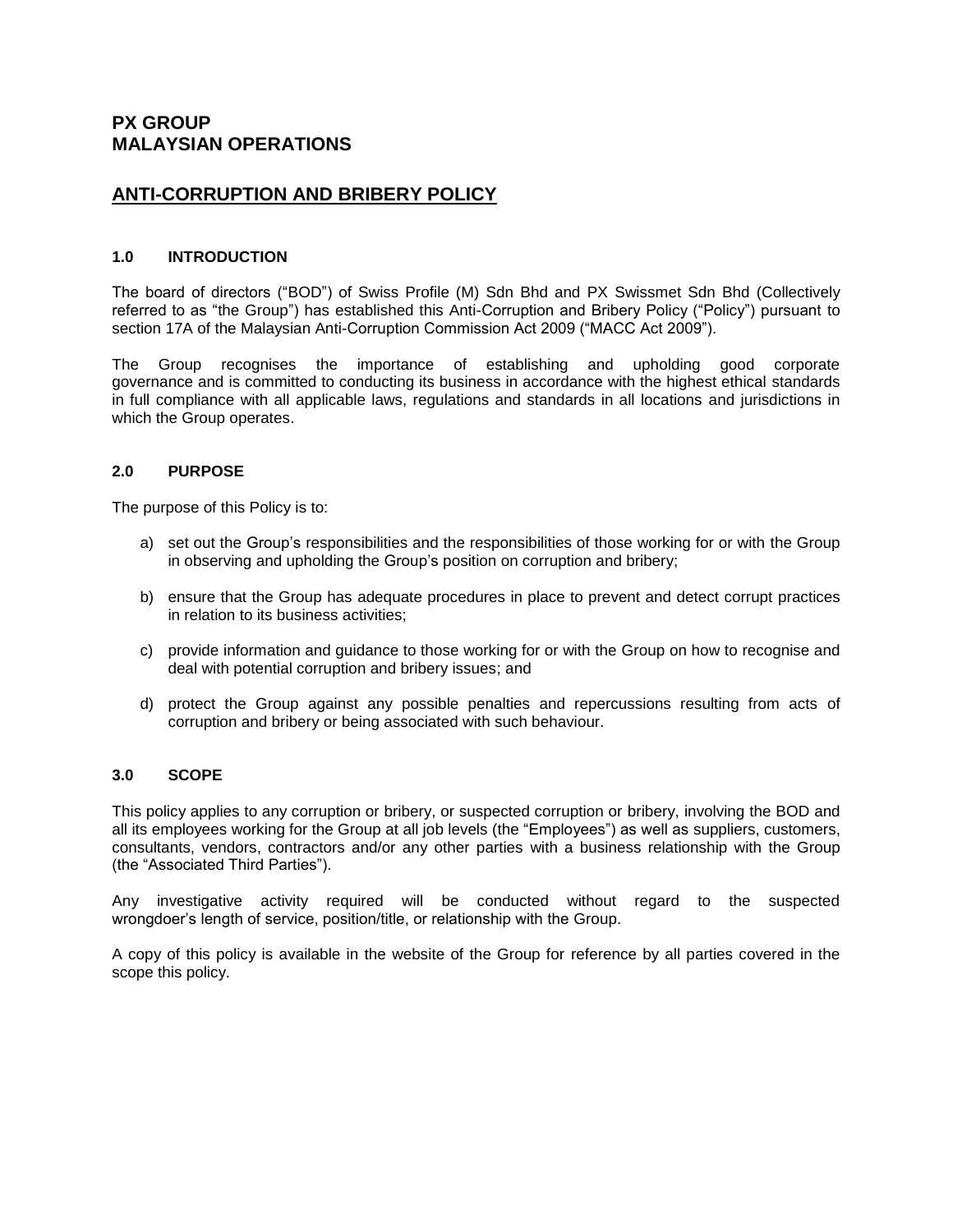# PX GROUP
# MALAYSIAN OPERATIONS

## ANTI-CORRUPTION AND BRIBERY POLICY

### 1.0 INTRODUCTION

The board of directors ("BOD") of Swiss Profile (M) Sdn Bhd and PX Swissmet Sdn Bhd (Collectively referred to as "the Group") has established this Anti-Corruption and Bribery Policy ("Policy") pursuant to section 17A of the Malaysian Anti-Corruption Commission Act 2009 ("MACC Act 2009").

The Group recognises the importance of establishing and upholding good corporate governance and is committed to conducting its business in accordance with the highest ethical standards in full compliance with all applicable laws, regulations and standards in all locations and jurisdictions in which the Group operates.

### 2.0 PURPOSE

The purpose of this Policy is to:

a) set out the Group's responsibilities and the responsibilities of those working for or with the Group in observing and upholding the Group's position on corruption and bribery;

b) ensure that the Group has adequate procedures in place to prevent and detect corrupt practices in relation to its business activities;

c) provide information and guidance to those working for or with the Group on how to recognise and deal with potential corruption and bribery issues; and

d) protect the Group against any possible penalties and repercussions resulting from acts of corruption and bribery or being associated with such behaviour.

### 3.0 SCOPE

This policy applies to any corruption or bribery, or suspected corruption or bribery, involving the BOD and all its employees working for the Group at all job levels (the "Employees") as well as suppliers, customers, consultants, vendors, contractors and/or any other parties with a business relationship with the Group (the "Associated Third Parties").

Any investigative activity required will be conducted without regard to the suspected wrongdoer's length of service, position/title, or relationship with the Group.

A copy of this policy is available in the website of the Group for reference by all parties covered in the scope this policy.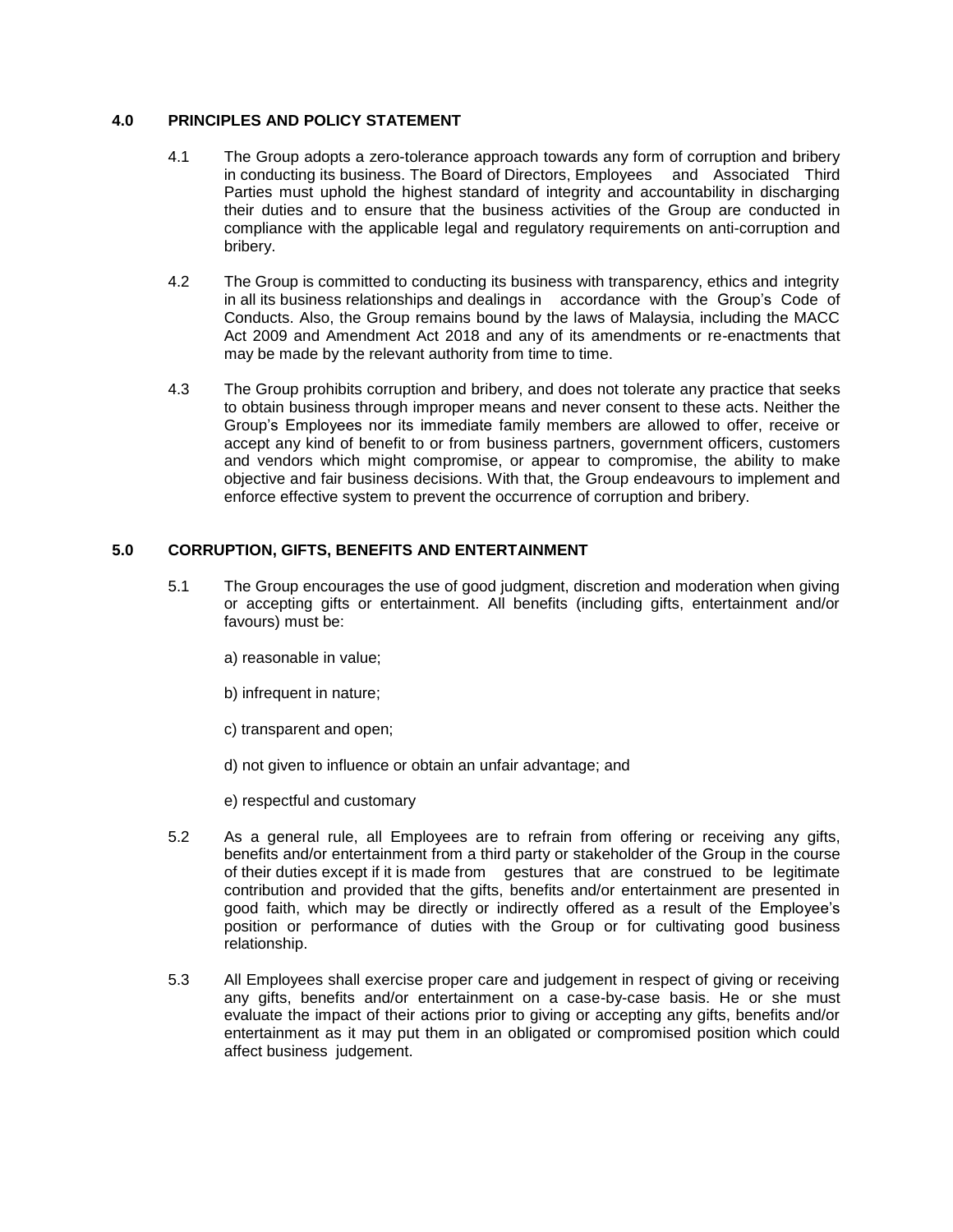## 4.0 PRINCIPLES AND POLICY STATEMENT

4.1 The Group adopts a zero-tolerance approach towards any form of corruption and bribery in conducting its business. The Board of Directors, Employees and Associated Third Parties must uphold the highest standard of integrity and accountability in discharging their duties and to ensure that the business activities of the Group are conducted in compliance with the applicable legal and regulatory requirements on anti-corruption and bribery.

4.2 The Group is committed to conducting its business with transparency, ethics and integrity in all its business relationships and dealings in accordance with the Group's Code of Conducts. Also, the Group remains bound by the laws of Malaysia, including the MACC Act 2009 and Amendment Act 2018 and any of its amendments or re-enactments that may be made by the relevant authority from time to time.

4.3 The Group prohibits corruption and bribery, and does not tolerate any practice that seeks to obtain business through improper means and never consent to these acts. Neither the Group's Employees nor its immediate family members are allowed to offer, receive or accept any kind of benefit to or from business partners, government officers, customers and vendors which might compromise, or appear to compromise, the ability to make objective and fair business decisions. With that, the Group endeavours to implement and enforce effective system to prevent the occurrence of corruption and bribery.

## 5.0 CORRUPTION, GIFTS, BENEFITS AND ENTERTAINMENT

5.1 The Group encourages the use of good judgment, discretion and moderation when giving or accepting gifts or entertainment. All benefits (including gifts, entertainment and/or favours) must be:

a) reasonable in value;

b) infrequent in nature;

c) transparent and open;

d) not given to influence or obtain an unfair advantage; and

e) respectful and customary

5.2 As a general rule, all Employees are to refrain from offering or receiving any gifts, benefits and/or entertainment from a third party or stakeholder of the Group in the course of their duties except if it is made from gestures that are construed to be legitimate contribution and provided that the gifts, benefits and/or entertainment are presented in good faith, which may be directly or indirectly offered as a result of the Employee's position or performance of duties with the Group or for cultivating good business relationship.

5.3 All Employees shall exercise proper care and judgement in respect of giving or receiving any gifts, benefits and/or entertainment on a case-by-case basis. He or she must evaluate the impact of their actions prior to giving or accepting any gifts, benefits and/or entertainment as it may put them in an obligated or compromised position which could affect business judgement.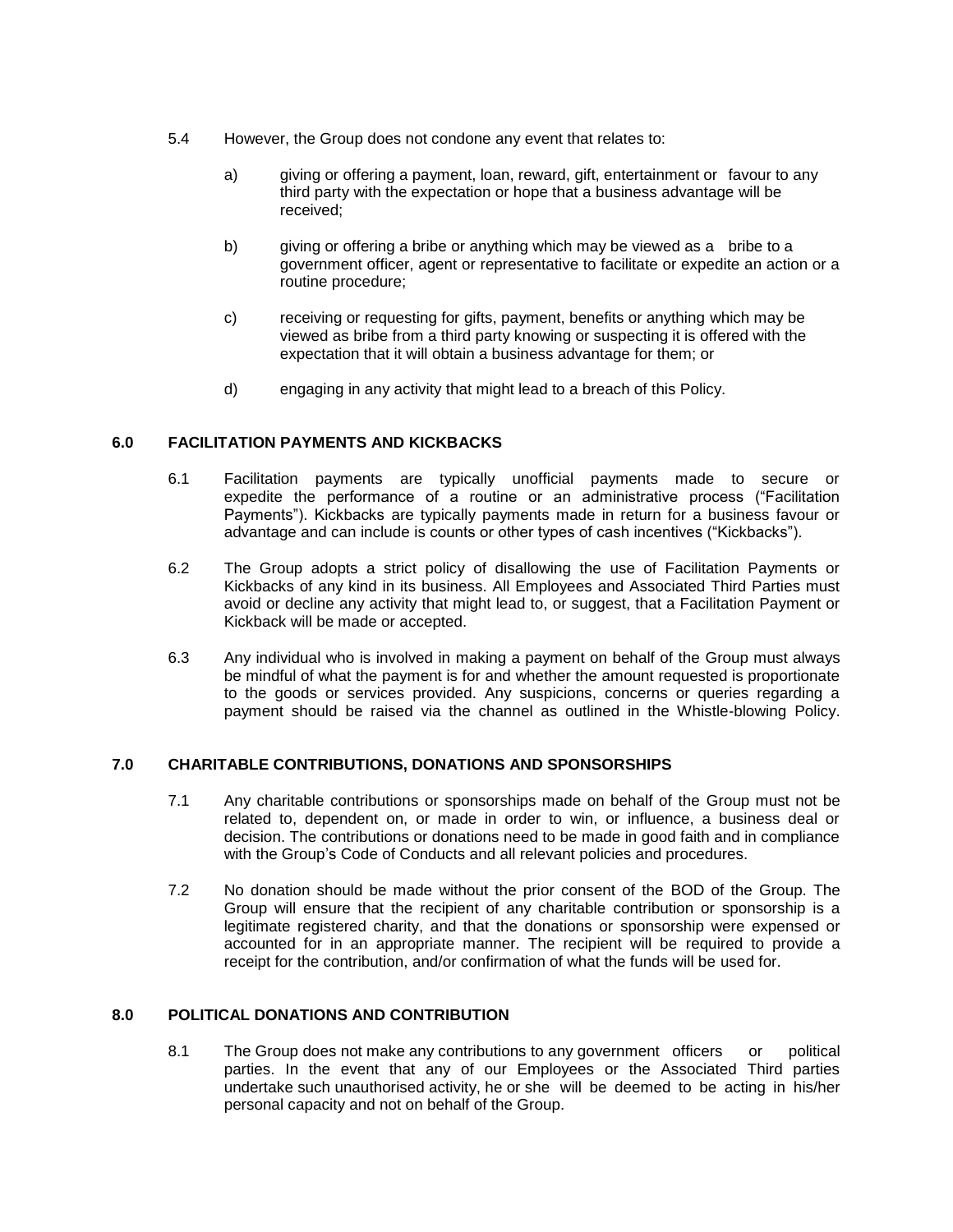5.4 However, the Group does not condone any event that relates to:

a) giving or offering a payment, loan, reward, gift, entertainment or favour to any third party with the expectation or hope that a business advantage will be received;

b) giving or offering a bribe or anything which may be viewed as a bribe to a government officer, agent or representative to facilitate or expedite an action or a routine procedure;

c) receiving or requesting for gifts, payment, benefits or anything which may be viewed as bribe from a third party knowing or suspecting it is offered with the expectation that it will obtain a business advantage for them; or

d) engaging in any activity that might lead to a breach of this Policy.

## 6.0 FACILITATION PAYMENTS AND KICKBACKS

6.1 Facilitation payments are typically unofficial payments made to secure or expedite the performance of a routine or an administrative process ("Facilitation Payments"). Kickbacks are typically payments made in return for a business favour or advantage and can include is counts or other types of cash incentives ("Kickbacks").

6.2 The Group adopts a strict policy of disallowing the use of Facilitation Payments or Kickbacks of any kind in its business. All Employees and Associated Third Parties must avoid or decline any activity that might lead to, or suggest, that a Facilitation Payment or Kickback will be made or accepted.

6.3 Any individual who is involved in making a payment on behalf of the Group must always be mindful of what the payment is for and whether the amount requested is proportionate to the goods or services provided. Any suspicions, concerns or queries regarding a payment should be raised via the channel as outlined in the Whistle-blowing Policy.

## 7.0 CHARITABLE CONTRIBUTIONS, DONATIONS AND SPONSORSHIPS

7.1 Any charitable contributions or sponsorships made on behalf of the Group must not be related to, dependent on, or made in order to win, or influence, a business deal or decision. The contributions or donations need to be made in good faith and in compliance with the Group's Code of Conducts and all relevant policies and procedures.

7.2 No donation should be made without the prior consent of the BOD of the Group. The Group will ensure that the recipient of any charitable contribution or sponsorship is a legitimate registered charity, and that the donations or sponsorship were expensed or accounted for in an appropriate manner. The recipient will be required to provide a receipt for the contribution, and/or confirmation of what the funds will be used for.

## 8.0 POLITICAL DONATIONS AND CONTRIBUTION

8.1 The Group does not make any contributions to any government officers or political parties. In the event that any of our Employees or the Associated Third parties undertake such unauthorised activity, he or she will be deemed to be acting in his/her personal capacity and not on behalf of the Group.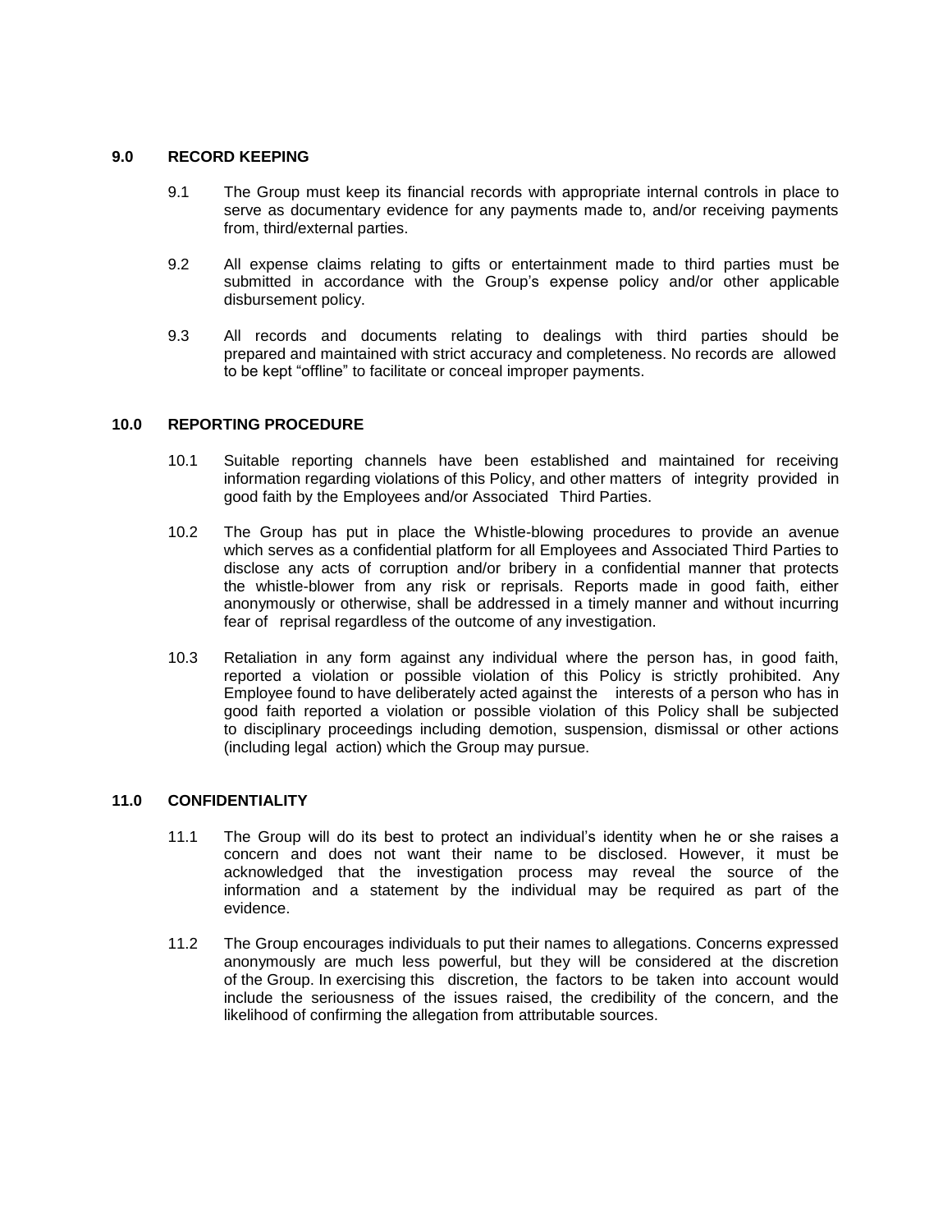## 9.0 RECORD KEEPING

9.1 The Group must keep its financial records with appropriate internal controls in place to serve as documentary evidence for any payments made to, and/or receiving payments from, third/external parties.

9.2 All expense claims relating to gifts or entertainment made to third parties must be submitted in accordance with the Group's expense policy and/or other applicable disbursement policy.

9.3 All records and documents relating to dealings with third parties should be prepared and maintained with strict accuracy and completeness. No records are allowed to be kept "offline" to facilitate or conceal improper payments.

## 10.0 REPORTING PROCEDURE

10.1 Suitable reporting channels have been established and maintained for receiving information regarding violations of this Policy, and other matters of integrity provided in good faith by the Employees and/or Associated Third Parties.

10.2 The Group has put in place the Whistle-blowing procedures to provide an avenue which serves as a confidential platform for all Employees and Associated Third Parties to disclose any acts of corruption and/or bribery in a confidential manner that protects the whistle-blower from any risk or reprisals. Reports made in good faith, either anonymously or otherwise, shall be addressed in a timely manner and without incurring fear of reprisal regardless of the outcome of any investigation.

10.3 Retaliation in any form against any individual where the person has, in good faith, reported a violation or possible violation of this Policy is strictly prohibited. Any Employee found to have deliberately acted against the interests of a person who has in good faith reported a violation or possible violation of this Policy shall be subjected to disciplinary proceedings including demotion, suspension, dismissal or other actions (including legal action) which the Group may pursue.

## 11.0 CONFIDENTIALITY

11.1 The Group will do its best to protect an individual's identity when he or she raises a concern and does not want their name to be disclosed. However, it must be acknowledged that the investigation process may reveal the source of the information and a statement by the individual may be required as part of the evidence.

11.2 The Group encourages individuals to put their names to allegations. Concerns expressed anonymously are much less powerful, but they will be considered at the discretion of the Group. In exercising this discretion, the factors to be taken into account would include the seriousness of the issues raised, the credibility of the concern, and the likelihood of confirming the allegation from attributable sources.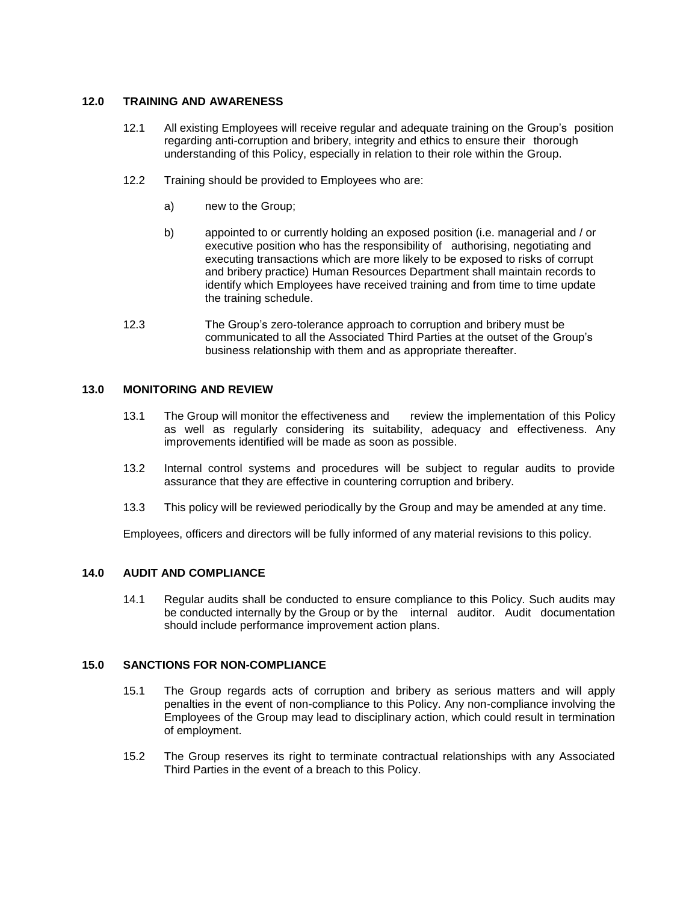## 12.0 TRAINING AND AWARENESS

12.1 All existing Employees will receive regular and adequate training on the Group's position regarding anti-corruption and bribery, integrity and ethics to ensure their thorough understanding of this Policy, especially in relation to their role within the Group.

12.2 Training should be provided to Employees who are:

a) new to the Group;

b) appointed to or currently holding an exposed position (i.e. managerial and / or executive position who has the responsibility of authorising, negotiating and executing transactions which are more likely to be exposed to risks of corrupt and bribery practice) Human Resources Department shall maintain records to identify which Employees have received training and from time to time update the training schedule.

12.3 The Group's zero-tolerance approach to corruption and bribery must be communicated to all the Associated Third Parties at the outset of the Group's business relationship with them and as appropriate thereafter.

## 13.0 MONITORING AND REVIEW

13.1 The Group will monitor the effectiveness and review the implementation of this Policy as well as regularly considering its suitability, adequacy and effectiveness. Any improvements identified will be made as soon as possible.

13.2 Internal control systems and procedures will be subject to regular audits to provide assurance that they are effective in countering corruption and bribery.

13.3 This policy will be reviewed periodically by the Group and may be amended at any time.

Employees, officers and directors will be fully informed of any material revisions to this policy.

## 14.0 AUDIT AND COMPLIANCE

14.1 Regular audits shall be conducted to ensure compliance to this Policy. Such audits may be conducted internally by the Group or by the internal auditor. Audit documentation should include performance improvement action plans.

## 15.0 SANCTIONS FOR NON-COMPLIANCE

15.1 The Group regards acts of corruption and bribery as serious matters and will apply penalties in the event of non-compliance to this Policy. Any non-compliance involving the Employees of the Group may lead to disciplinary action, which could result in termination of employment.

15.2 The Group reserves its right to terminate contractual relationships with any Associated Third Parties in the event of a breach to this Policy.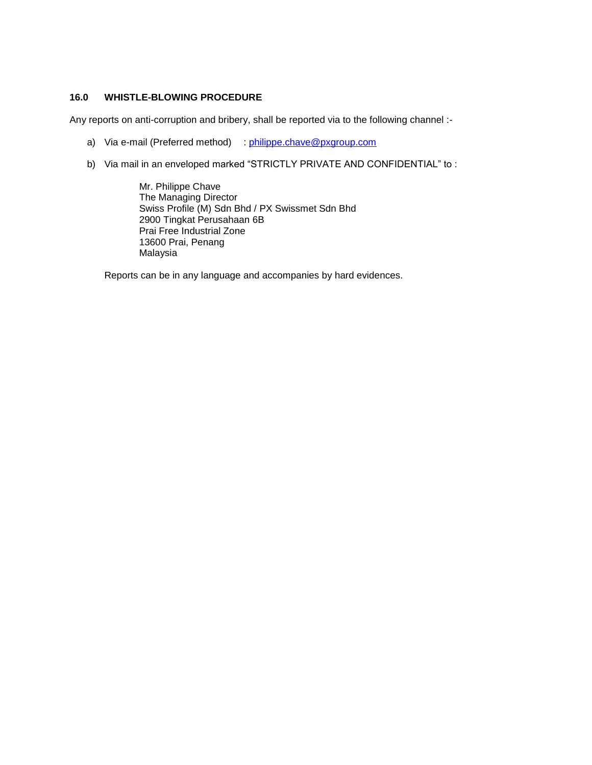## 16.0 WHISTLE-BLOWING PROCEDURE

Any reports on anti-corruption and bribery, shall be reported via to the following channel :-

a) Via e-mail (Preferred method) : philippe.chave@pxgroup.com

b) Via mail in an enveloped marked “STRICTLY PRIVATE AND CONFIDENTIAL” to :

Mr. Philippe Chave
The Managing Director
Swiss Profile (M) Sdn Bhd / PX Swissmet Sdn Bhd
2900 Tingkat Perusahaan 6B
Prai Free Industrial Zone
13600 Prai, Penang
Malaysia

Reports can be in any language and accompanies by hard evidences.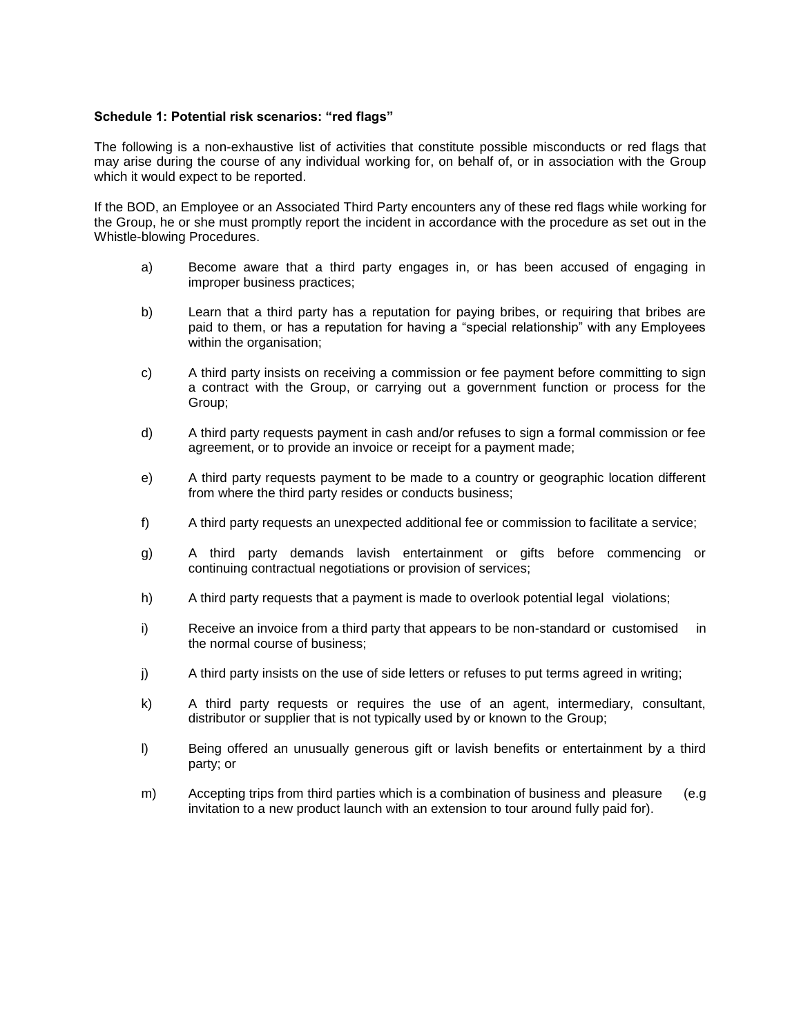**Schedule 1: Potential risk scenarios: "red flags"**

The following is a non-exhaustive list of activities that constitute possible misconducts or red flags that may arise during the course of any individual working for, on behalf of, or in association with the Group which it would expect to be reported.

If the BOD, an Employee or an Associated Third Party encounters any of these red flags while working for the Group, he or she must promptly report the incident in accordance with the procedure as set out in the Whistle-blowing Procedures.

a) Become aware that a third party engages in, or has been accused of engaging in improper business practices;

b) Learn that a third party has a reputation for paying bribes, or requiring that bribes are paid to them, or has a reputation for having a "special relationship" with any Employees within the organisation;

c) A third party insists on receiving a commission or fee payment before committing to sign a contract with the Group, or carrying out a government function or process for the Group;

d) A third party requests payment in cash and/or refuses to sign a formal commission or fee agreement, or to provide an invoice or receipt for a payment made;

e) A third party requests payment to be made to a country or geographic location different from where the third party resides or conducts business;

f) A third party requests an unexpected additional fee or commission to facilitate a service;

g) A third party demands lavish entertainment or gifts before commencing or continuing contractual negotiations or provision of services;

h) A third party requests that a payment is made to overlook potential legal violations;

i) Receive an invoice from a third party that appears to be non-standard or customised in the normal course of business;

j) A third party insists on the use of side letters or refuses to put terms agreed in writing;

k) A third party requests or requires the use of an agent, intermediary, consultant, distributor or supplier that is not typically used by or known to the Group;

l) Being offered an unusually generous gift or lavish benefits or entertainment by a third party; or

m) Accepting trips from third parties which is a combination of business and pleasure (e.g invitation to a new product launch with an extension to tour around fully paid for).